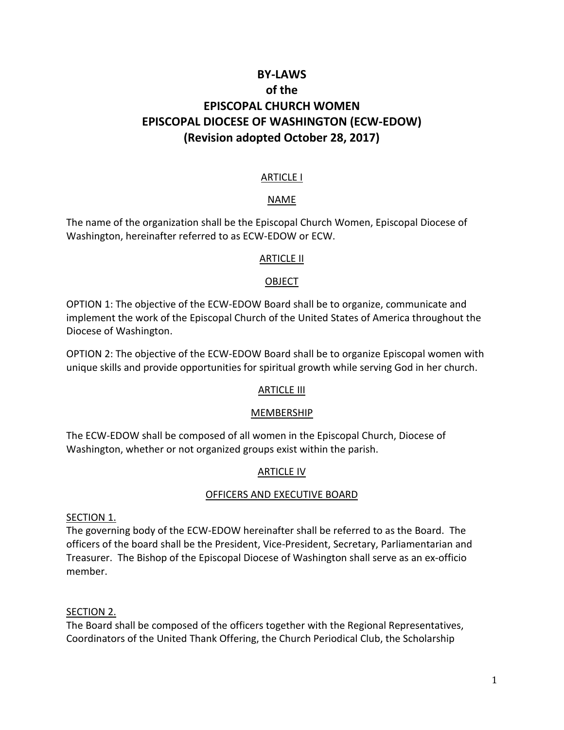# BY-LAWS
# of the
# EPISCOPAL CHURCH WOMEN
# EPISCOPAL DIOCESE OF WASHINGTON (ECW-EDOW)
# (Revision adopted October 28, 2017)

## ARTICLE I

## NAME

The name of the organization shall be the Episcopal Church Women, Episcopal Diocese of Washington, hereinafter referred to as ECW-EDOW or ECW.

## ARTICLE II

## OBJECT

OPTION 1: The objective of the ECW-EDOW Board shall be to organize, communicate and implement the work of the Episcopal Church of the United States of America throughout the Diocese of Washington.

OPTION 2: The objective of the ECW-EDOW Board shall be to organize Episcopal women with unique skills and provide opportunities for spiritual growth while serving God in her church.

## ARTICLE III

## MEMBERSHIP

The ECW-EDOW shall be composed of all women in the Episcopal Church, Diocese of Washington, whether or not organized groups exist within the parish.

## ARTICLE IV

## OFFICERS AND EXECUTIVE BOARD

### SECTION 1.

The governing body of the ECW-EDOW hereinafter shall be referred to as the Board. The officers of the board shall be the President, Vice-President, Secretary, Parliamentarian and Treasurer. The Bishop of the Episcopal Diocese of Washington shall serve as an ex-officio member.

### SECTION 2.

The Board shall be composed of the officers together with the Regional Representatives, Coordinators of the United Thank Offering, the Church Periodical Club, the Scholarship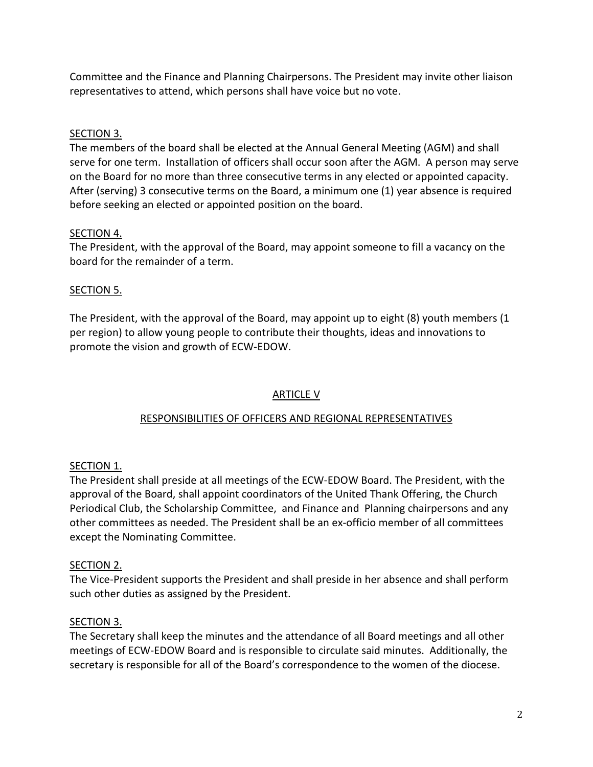Committee and the Finance and Planning Chairpersons. The President may invite other liaison representatives to attend, which persons shall have voice but no vote.

SECTION 3.

The members of the board shall be elected at the Annual General Meeting (AGM) and shall serve for one term. Installation of officers shall occur soon after the AGM. A person may serve on the Board for no more than three consecutive terms in any elected or appointed capacity. After (serving) 3 consecutive terms on the Board, a minimum one (1) year absence is required before seeking an elected or appointed position on the board.

SECTION 4.

The President, with the approval of the Board, may appoint someone to fill a vacancy on the board for the remainder of a term.

SECTION 5.

The President, with the approval of the Board, may appoint up to eight (8) youth members (1 per region) to allow young people to contribute their thoughts, ideas and innovations to promote the vision and growth of ECW-EDOW.

## ARTICLE V

## RESPONSIBILITIES OF OFFICERS AND REGIONAL REPRESENTATIVES

SECTION 1.

The President shall preside at all meetings of the ECW-EDOW Board. The President, with the approval of the Board, shall appoint coordinators of the United Thank Offering, the Church Periodical Club, the Scholarship Committee, and Finance and Planning chairpersons and any other committees as needed. The President shall be an ex-officio member of all committees except the Nominating Committee.

SECTION 2.

The Vice-President supports the President and shall preside in her absence and shall perform such other duties as assigned by the President.

SECTION 3.

The Secretary shall keep the minutes and the attendance of all Board meetings and all other meetings of ECW-EDOW Board and is responsible to circulate said minutes. Additionally, the secretary is responsible for all of the Board's correspondence to the women of the diocese.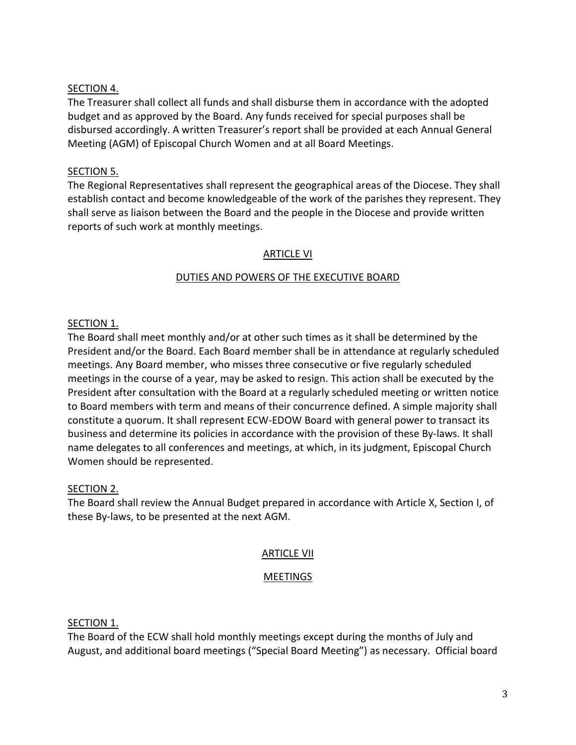SECTION 4.
The Treasurer shall collect all funds and shall disburse them in accordance with the adopted budget and as approved by the Board. Any funds received for special purposes shall be disbursed accordingly. A written Treasurer's report shall be provided at each Annual General Meeting (AGM) of Episcopal Church Women and at all Board Meetings.

SECTION 5.
The Regional Representatives shall represent the geographical areas of the Diocese. They shall establish contact and become knowledgeable of the work of the parishes they represent. They shall serve as liaison between the Board and the people in the Diocese and provide written reports of such work at monthly meetings.

## ARTICLE VI

## DUTIES AND POWERS OF THE EXECUTIVE BOARD

SECTION 1.
The Board shall meet monthly and/or at other such times as it shall be determined by the President and/or the Board. Each Board member shall be in attendance at regularly scheduled meetings. Any Board member, who misses three consecutive or five regularly scheduled meetings in the course of a year, may be asked to resign. This action shall be executed by the President after consultation with the Board at a regularly scheduled meeting or written notice to Board members with term and means of their concurrence defined. A simple majority shall constitute a quorum. It shall represent ECW-EDOW Board with general power to transact its business and determine its policies in accordance with the provision of these By-laws. It shall name delegates to all conferences and meetings, at which, in its judgment, Episcopal Church Women should be represented.

SECTION 2.
The Board shall review the Annual Budget prepared in accordance with Article X, Section I, of these By-laws, to be presented at the next AGM.

## ARTICLE VII

## MEETINGS

SECTION 1.
The Board of the ECW shall hold monthly meetings except during the months of July and August, and additional board meetings ("Special Board Meeting") as necessary. Official board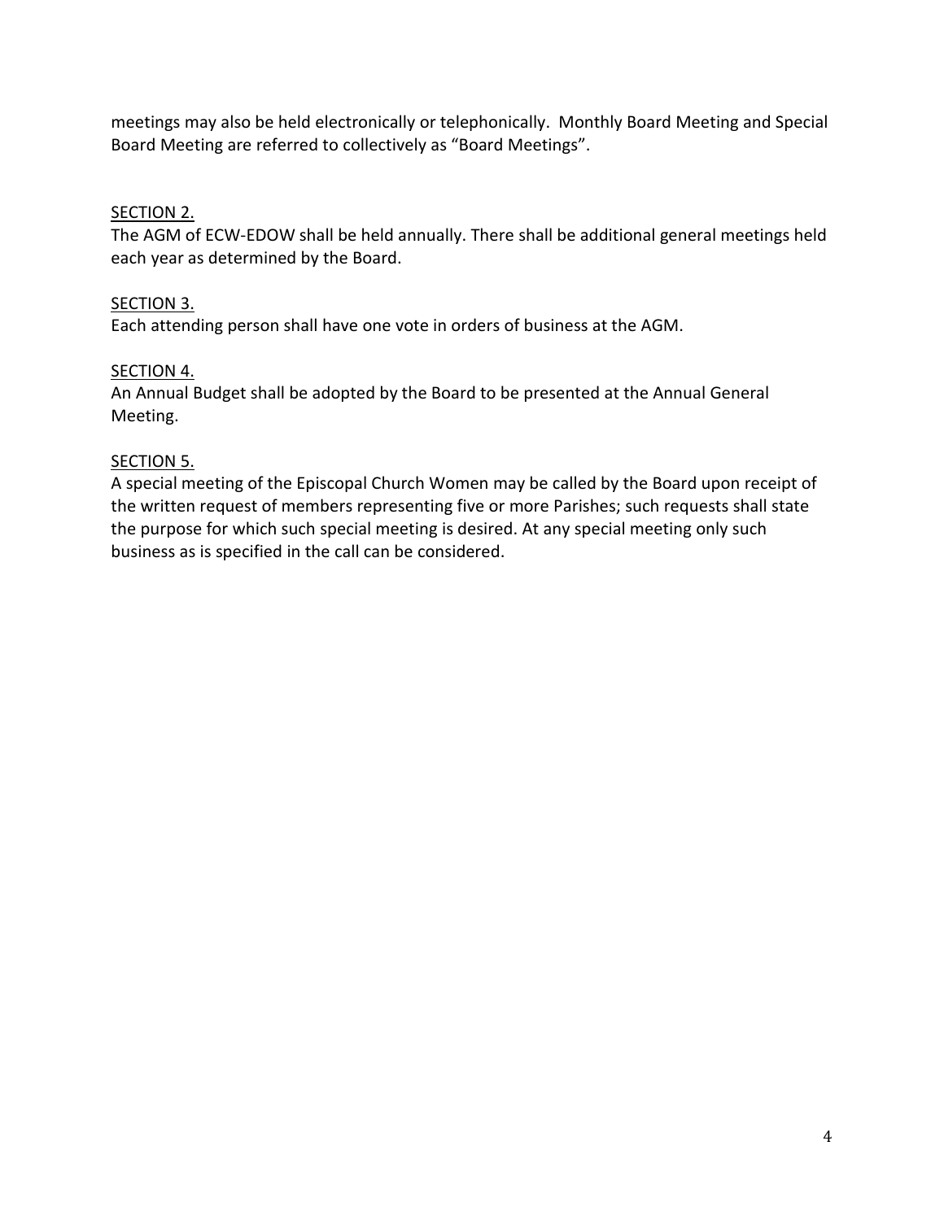meetings may also be held electronically or telephonically. Monthly Board Meeting and Special Board Meeting are referred to collectively as “Board Meetings”.

<u>SECTION 2.</u>
The AGM of ECW-EDOW shall be held annually. There shall be additional general meetings held each year as determined by the Board.

<u>SECTION 3.</u>
Each attending person shall have one vote in orders of business at the AGM.

<u>SECTION 4.</u>
An Annual Budget shall be adopted by the Board to be presented at the Annual General Meeting.

<u>SECTION 5.</u>
A special meeting of the Episcopal Church Women may be called by the Board upon receipt of the written request of members representing five or more Parishes; such requests shall state the purpose for which such special meeting is desired. At any special meeting only such business as is specified in the call can be considered.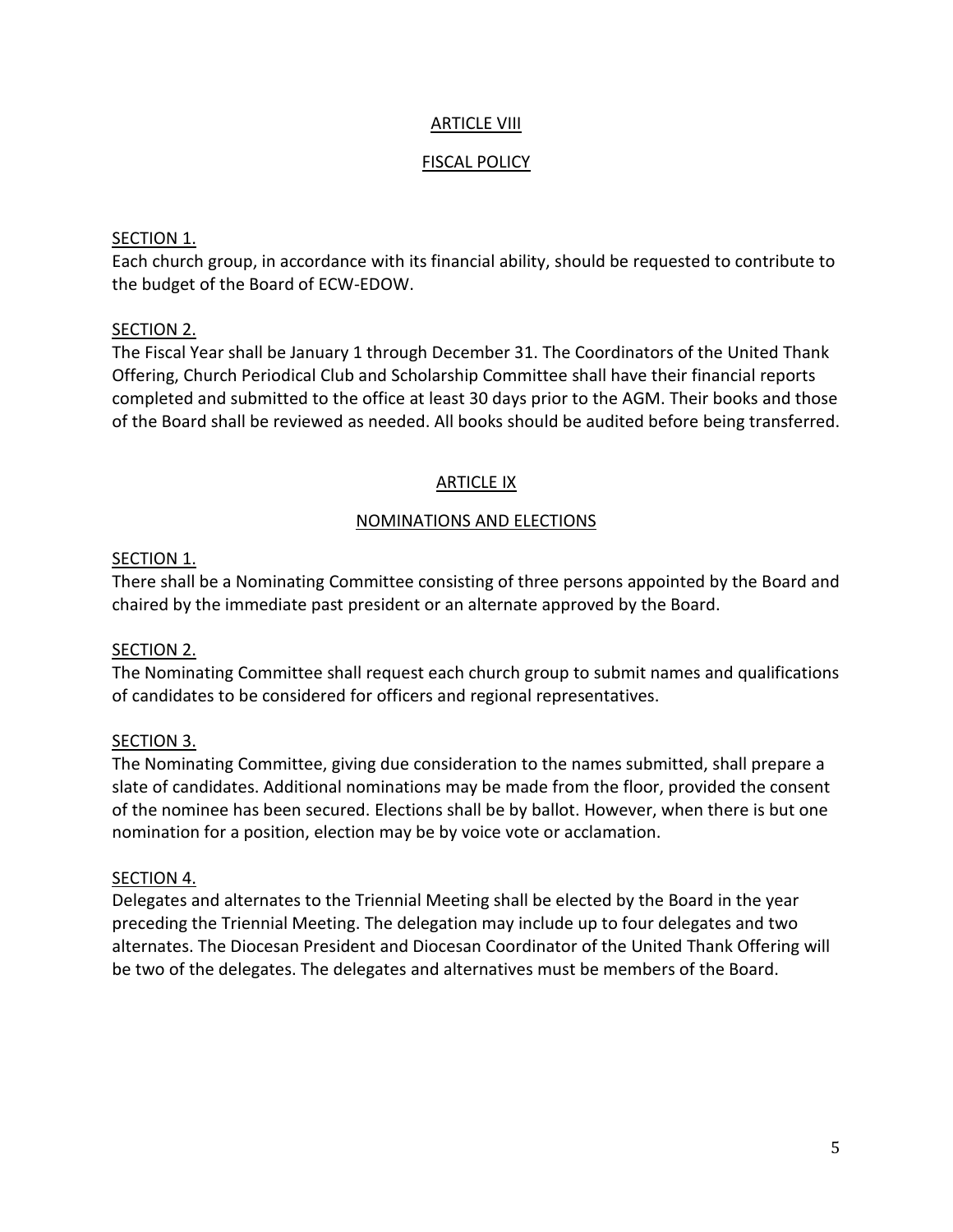## ARTICLE VIII

## FISCAL POLICY

SECTION 1.

Each church group, in accordance with its financial ability, should be requested to contribute to the budget of the Board of ECW-EDOW.

SECTION 2.

The Fiscal Year shall be January 1 through December 31. The Coordinators of the United Thank Offering, Church Periodical Club and Scholarship Committee shall have their financial reports completed and submitted to the office at least 30 days prior to the AGM. Their books and those of the Board shall be reviewed as needed. All books should be audited before being transferred.

## ARTICLE IX

## NOMINATIONS AND ELECTIONS

SECTION 1.

There shall be a Nominating Committee consisting of three persons appointed by the Board and chaired by the immediate past president or an alternate approved by the Board.

SECTION 2.

The Nominating Committee shall request each church group to submit names and qualifications of candidates to be considered for officers and regional representatives.

SECTION 3.

The Nominating Committee, giving due consideration to the names submitted, shall prepare a slate of candidates. Additional nominations may be made from the floor, provided the consent of the nominee has been secured. Elections shall be by ballot. However, when there is but one nomination for a position, election may be by voice vote or acclamation.

SECTION 4.

Delegates and alternates to the Triennial Meeting shall be elected by the Board in the year preceding the Triennial Meeting. The delegation may include up to four delegates and two alternates. The Diocesan President and Diocesan Coordinator of the United Thank Offering will be two of the delegates. The delegates and alternatives must be members of the Board.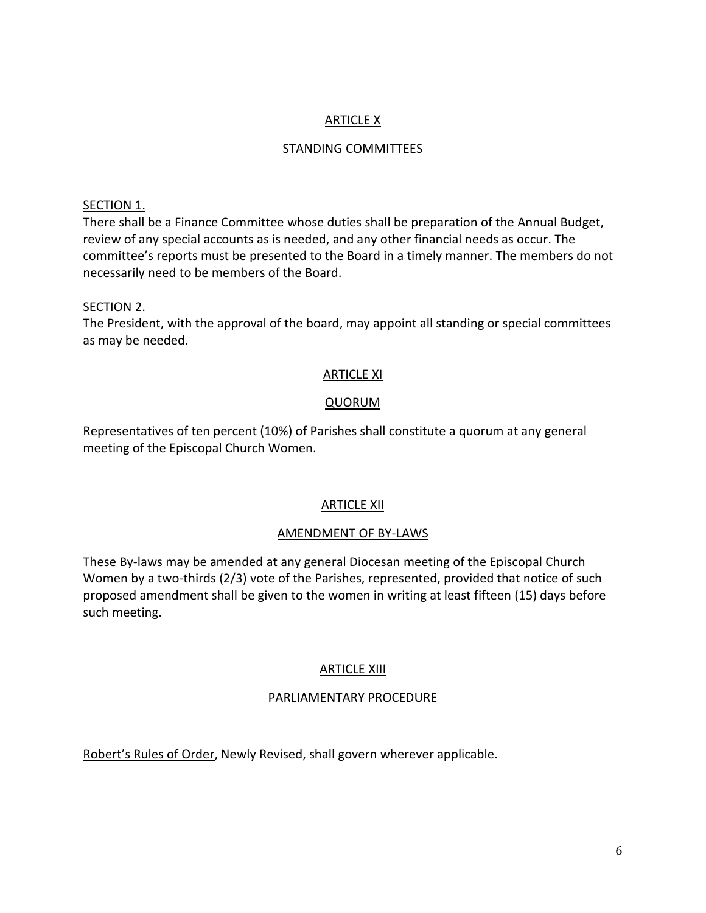## ARTICLE X

## STANDING COMMITTEES

SECTION 1.

There shall be a Finance Committee whose duties shall be preparation of the Annual Budget, review of any special accounts as is needed, and any other financial needs as occur. The committee's reports must be presented to the Board in a timely manner. The members do not necessarily need to be members of the Board.

SECTION 2.

The President, with the approval of the board, may appoint all standing or special committees as may be needed.

## ARTICLE XI

## QUORUM

Representatives of ten percent (10%) of Parishes shall constitute a quorum at any general meeting of the Episcopal Church Women.

## ARTICLE XII

## AMENDMENT OF BY-LAWS

These By-laws may be amended at any general Diocesan meeting of the Episcopal Church Women by a two-thirds (2/3) vote of the Parishes, represented, provided that notice of such proposed amendment shall be given to the women in writing at least fifteen (15) days before such meeting.

## ARTICLE XIII

## PARLIAMENTARY PROCEDURE

Robert's Rules of Order, Newly Revised, shall govern wherever applicable.